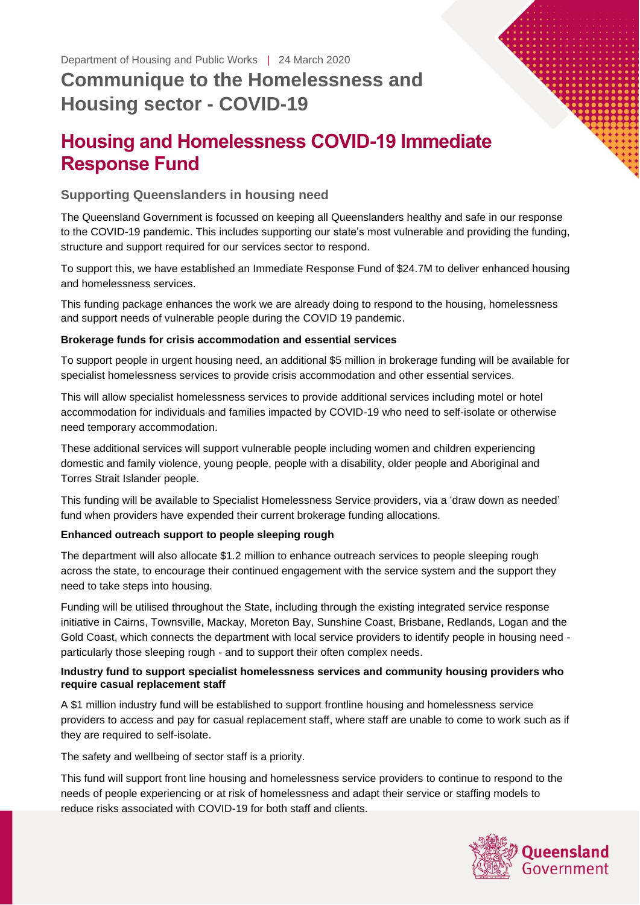Department of Housing and Public Works | 24 March 2020

# Communique to the Homelessness and Housing sector - COVID-19

## Housing and Homelessness COVID-19 Immediate Response Fund

### Supporting Queenslanders in housing need

The Queensland Government is focussed on keeping all Queenslanders healthy and safe in our response to the COVID-19 pandemic. This includes supporting our state's most vulnerable and providing the funding, structure and support required for our services sector to respond.

To support this, we have established an Immediate Response Fund of $24.7M to deliver enhanced housing and homelessness services.

This funding package enhances the work we are already doing to respond to the housing, homelessness and support needs of vulnerable people during the COVID 19 pandemic.

**Brokerage funds for crisis accommodation and essential services**

To support people in urgent housing need, an additional $5 million in brokerage funding will be available for specialist homelessness services to provide crisis accommodation and other essential services.

This will allow specialist homelessness services to provide additional services including motel or hotel accommodation for individuals and families impacted by COVID-19 who need to self-isolate or otherwise need temporary accommodation.

These additional services will support vulnerable people including women and children experiencing domestic and family violence, young people, people with a disability, older people and Aboriginal and Torres Strait Islander people.

This funding will be available to Specialist Homelessness Service providers, via a 'draw down as needed' fund when providers have expended their current brokerage funding allocations.

**Enhanced outreach support to people sleeping rough**

The department will also allocate $1.2 million to enhance outreach services to people sleeping rough across the state, to encourage their continued engagement with the service system and the support they need to take steps into housing.

Funding will be utilised throughout the State, including through the existing integrated service response initiative in Cairns, Townsville, Mackay, Moreton Bay, Sunshine Coast, Brisbane, Redlands, Logan and the Gold Coast, which connects the department with local service providers to identify people in housing need - particularly those sleeping rough - and to support their often complex needs.

**Industry fund to support specialist homelessness services and community housing providers who require casual replacement staff**

A $1 million industry fund will be established to support frontline housing and homelessness service providers to access and pay for casual replacement staff, where staff are unable to come to work such as if they are required to self-isolate.

The safety and wellbeing of sector staff is a priority.

This fund will support front line housing and homelessness service providers to continue to respond to the needs of people experiencing or at risk of homelessness and adapt their service or staffing models to reduce risks associated with COVID-19 for both staff and clients.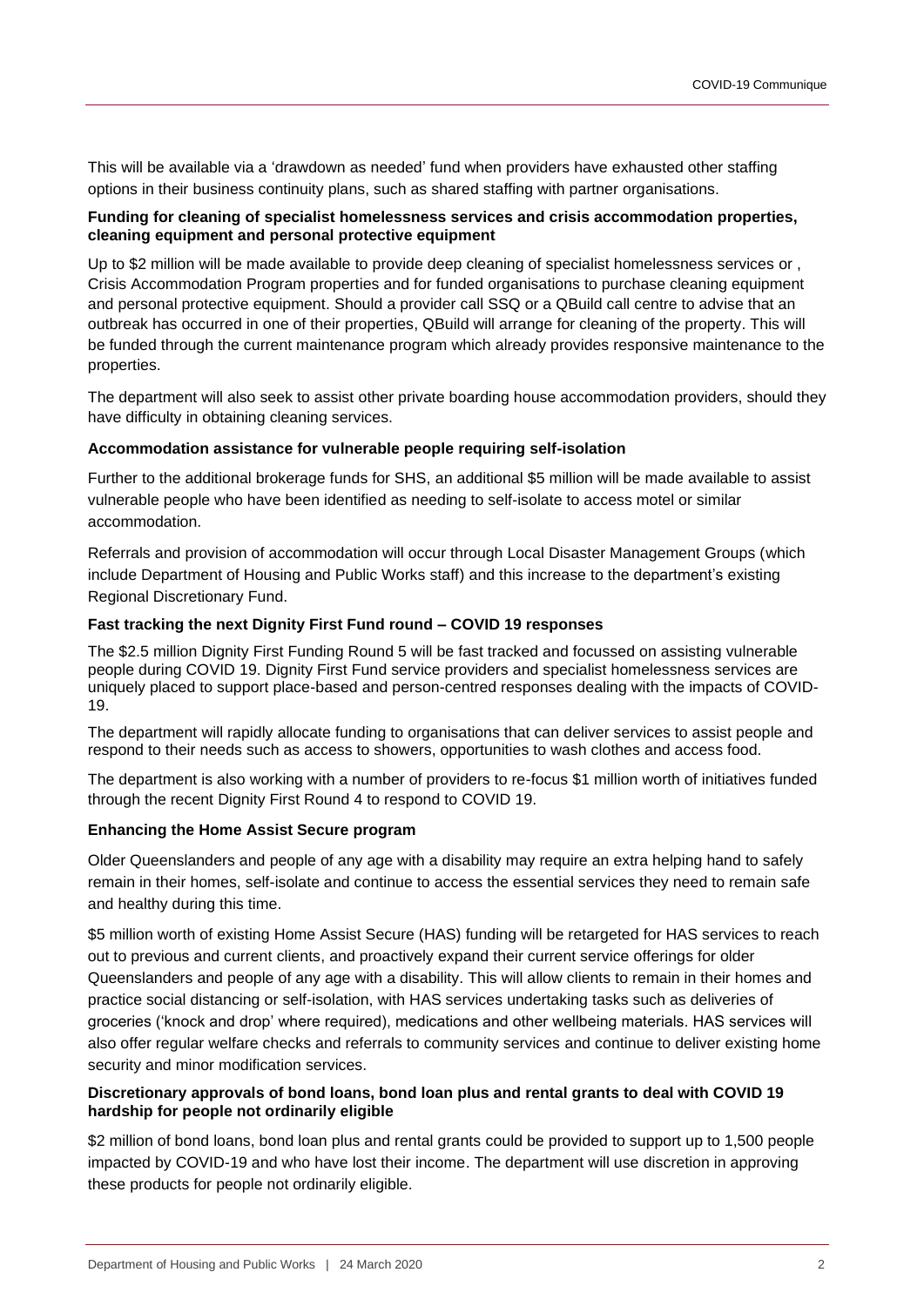This will be available via a 'drawdown as needed' fund when providers have exhausted other staffing options in their business continuity plans, such as shared staffing with partner organisations.

**Funding for cleaning of specialist homelessness services and crisis accommodation properties, cleaning equipment and personal protective equipment**

Up to $2 million will be made available to provide deep cleaning of specialist homelessness services or , Crisis Accommodation Program properties and for funded organisations to purchase cleaning equipment and personal protective equipment. Should a provider call SSQ or a QBuild call centre to advise that an outbreak has occurred in one of their properties, QBuild will arrange for cleaning of the property. This will be funded through the current maintenance program which already provides responsive maintenance to the properties.

The department will also seek to assist other private boarding house accommodation providers, should they have difficulty in obtaining cleaning services.

**Accommodation assistance for vulnerable people requiring self-isolation**

Further to the additional brokerage funds for SHS, an additional $5 million will be made available to assist vulnerable people who have been identified as needing to self-isolate to access motel or similar accommodation.

Referrals and provision of accommodation will occur through Local Disaster Management Groups (which include Department of Housing and Public Works staff) and this increase to the department's existing Regional Discretionary Fund.

**Fast tracking the next Dignity First Fund round – COVID 19 responses**

The $2.5 million Dignity First Funding Round 5 will be fast tracked and focussed on assisting vulnerable people during COVID 19. Dignity First Fund service providers and specialist homelessness services are uniquely placed to support place-based and person-centred responses dealing with the impacts of COVID-19.

The department will rapidly allocate funding to organisations that can deliver services to assist people and respond to their needs such as access to showers, opportunities to wash clothes and access food.

The department is also working with a number of providers to re-focus $1 million worth of initiatives funded through the recent Dignity First Round 4 to respond to COVID 19.

**Enhancing the Home Assist Secure program**

Older Queenslanders and people of any age with a disability may require an extra helping hand to safely remain in their homes, self-isolate and continue to access the essential services they need to remain safe and healthy during this time.

$5 million worth of existing Home Assist Secure (HAS) funding will be retargeted for HAS services to reach out to previous and current clients, and proactively expand their current service offerings for older Queenslanders and people of any age with a disability. This will allow clients to remain in their homes and practice social distancing or self-isolation, with HAS services undertaking tasks such as deliveries of groceries ('knock and drop' where required), medications and other wellbeing materials. HAS services will also offer regular welfare checks and referrals to community services and continue to deliver existing home security and minor modification services.

**Discretionary approvals of bond loans, bond loan plus and rental grants to deal with COVID 19 hardship for people not ordinarily eligible**

$2 million of bond loans, bond loan plus and rental grants could be provided to support up to 1,500 people impacted by COVID-19 and who have lost their income. The department will use discretion in approving these products for people not ordinarily eligible.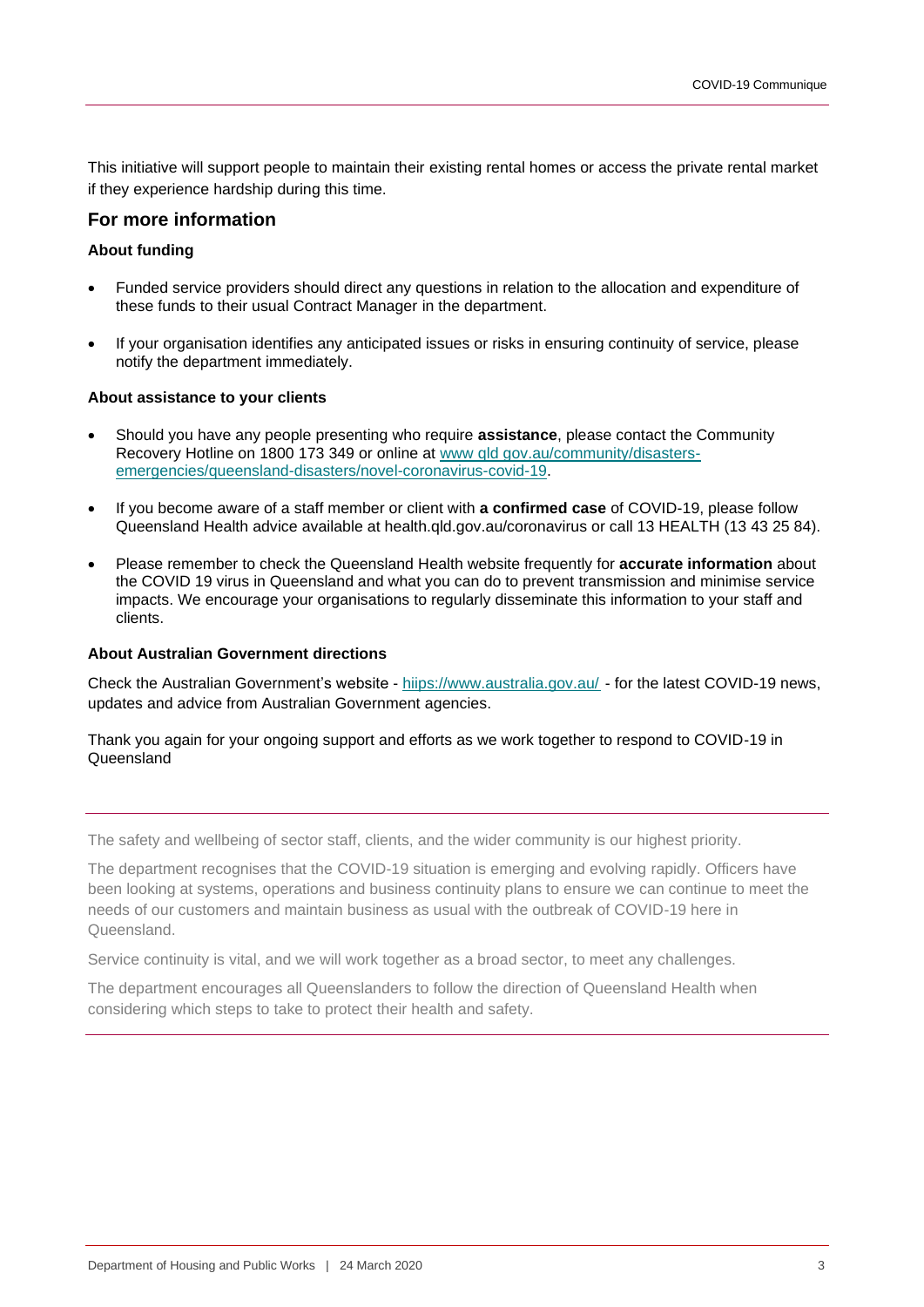This initiative will support people to maintain their existing rental homes or access the private rental market if they experience hardship during this time.

## For more information

### About funding

- Funded service providers should direct any questions in relation to the allocation and expenditure of these funds to their usual Contract Manager in the department.
- If your organisation identifies any anticipated issues or risks in ensuring continuity of service, please notify the department immediately.

### About assistance to your clients

- Should you have any people presenting who require **assistance**, please contact the Community Recovery Hotline on 1800 173 349 or online at www qld gov.au/community/disasters-emergencies/queensland-disasters/novel-coronavirus-covid-19.
- If you become aware of a staff member or client with **a confirmed case** of COVID-19, please follow Queensland Health advice available at health.qld.gov.au/coronavirus or call 13 HEALTH (13 43 25 84).
- Please remember to check the Queensland Health website frequently for **accurate information** about the COVID 19 virus in Queensland and what you can do to prevent transmission and minimise service impacts. We encourage your organisations to regularly disseminate this information to your staff and clients.

### About Australian Government directions

Check the Australian Government's website - hiips://www.australia.gov.au/ - for the latest COVID-19 news, updates and advice from Australian Government agencies.

Thank you again for your ongoing support and efforts as we work together to respond to COVID-19 in Queensland

---

The safety and wellbeing of sector staff, clients, and the wider community is our highest priority.

The department recognises that the COVID-19 situation is emerging and evolving rapidly. Officers have been looking at systems, operations and business continuity plans to ensure we can continue to meet the needs of our customers and maintain business as usual with the outbreak of COVID-19 here in Queensland.

Service continuity is vital, and we will work together as a broad sector, to meet any challenges.

The department encourages all Queenslanders to follow the direction of Queensland Health when considering which steps to take to protect their health and safety.